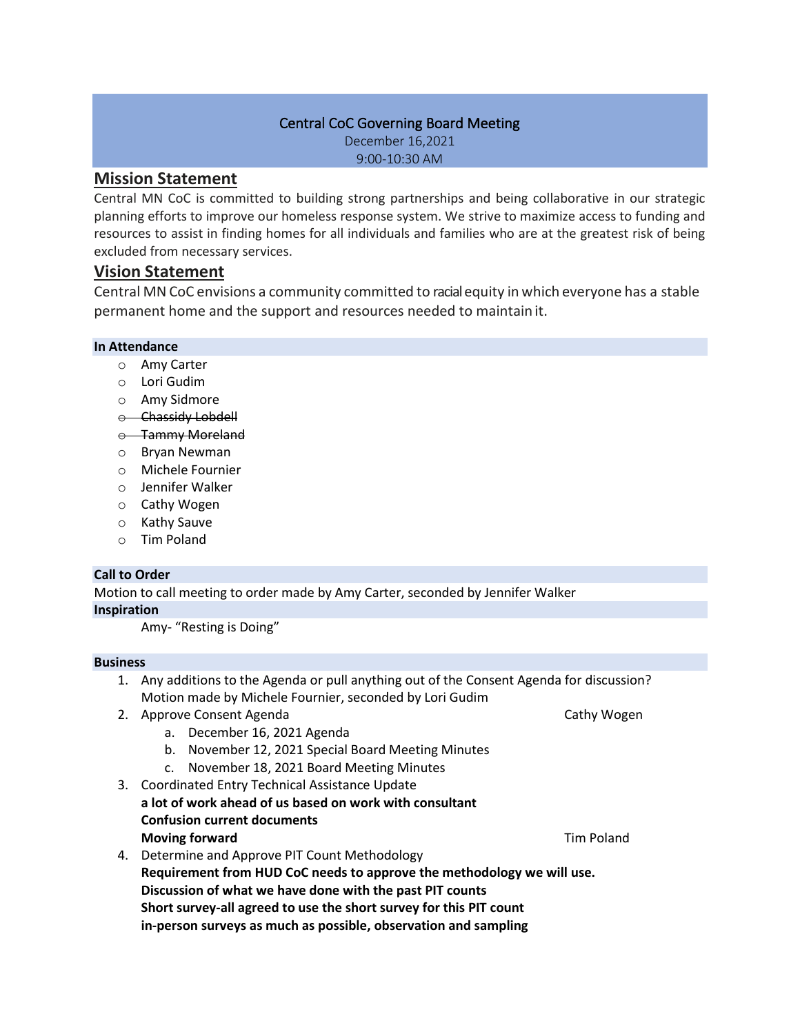# Central CoC Governing Board Meeting

December 16,2021

9:00-10:30 AM

## Mission Statement

Central MN CoC is committed to building strong partnerships and being collaborative in our strategic planning efforts to improve our homeless response system. We strive to maximize access to funding and resources to assist in finding homes for all individuals and families who are at the greatest risk of being excluded from necessary services.

## Vision Statement

Central MN CoC envisions a community committed to racial equity in which everyone has a stable permanent home and the support and resources needed to maintain it.

### In Attendance

- Amy Carter
- Lori Gudim
- Amy Sidmore
- ~~Chassidy Lobdell~~
- ~~Tammy Moreland~~
- Bryan Newman
- Michele Fournier
- Jennifer Walker
- Cathy Wogen
- Kathy Sauve
- Tim Poland

### Call to Order

Motion to call meeting to order made by Amy Carter, seconded by Jennifer Walker

### Inspiration

Amy- "Resting is Doing"

### Business

1. Any additions to the Agenda or pull anything out of the Consent Agenda for discussion? Motion made by Michele Fournier, seconded by Lori Gudim
2. Approve Consent Agenda — Cathy Wogen
   a. December 16, 2021 Agenda
   b. November 12, 2021 Special Board Meeting Minutes
   c. November 18, 2021 Board Meeting Minutes
3. Coordinated Entry Technical Assistance Update — Tim Poland
   **a lot of work ahead of us based on work with consultant**
   **Confusion current documents**
   **Moving forward**
4. Determine and Approve PIT Count Methodology
   **Requirement from HUD CoC needs to approve the methodology we will use.**
   **Discussion of what we have done with the past PIT counts**
   **Short survey-all agreed to use the short survey for this PIT count**
   **in-person surveys as much as possible, observation and sampling**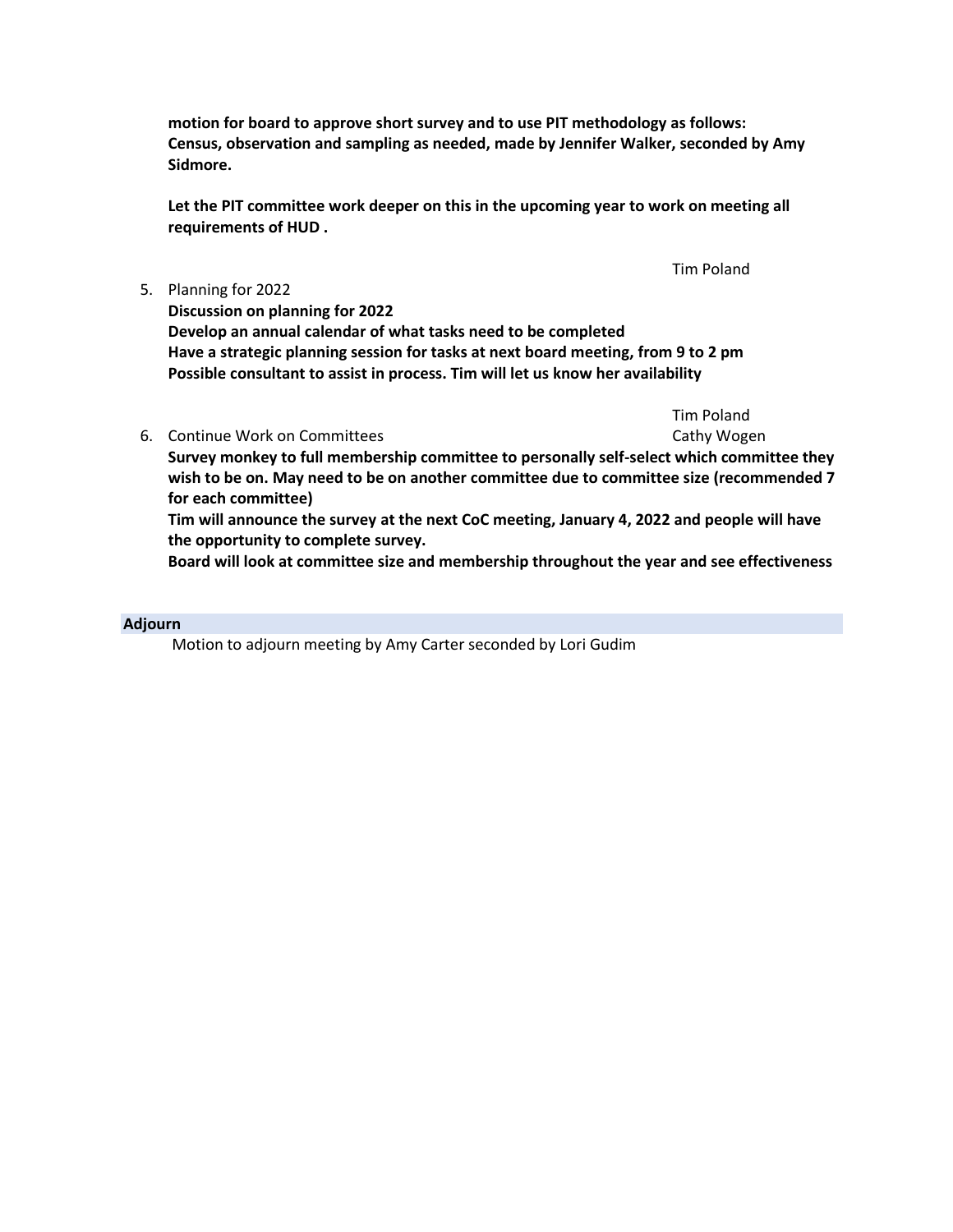**motion for board to approve short survey and to use PIT methodology as follows: Census, observation and sampling as needed, made by Jennifer Walker, seconded by Amy Sidmore.**

**Let the PIT committee work deeper on this in the upcoming year to work on meeting all requirements of HUD .**

Tim Poland

5. Planning for 2022
   **Discussion on planning for 2022**
   **Develop an annual calendar of what tasks need to be completed**
   **Have a strategic planning session for tasks at next board meeting, from 9 to 2 pm**
   **Possible consultant to assist in process. Tim will let us know her availability**

Tim Poland
Cathy Wogen

6. Continue Work on Committees
   **Survey monkey to full membership committee to personally self-select which committee they wish to be on. May need to be on another committee due to committee size (recommended 7 for each committee)**
   **Tim will announce the survey at the next CoC meeting, January 4, 2022 and people will have the opportunity to complete survey.**
   **Board will look at committee size and membership throughout the year and see effectiveness**

## Adjourn

Motion to adjourn meeting by Amy Carter seconded by Lori Gudim